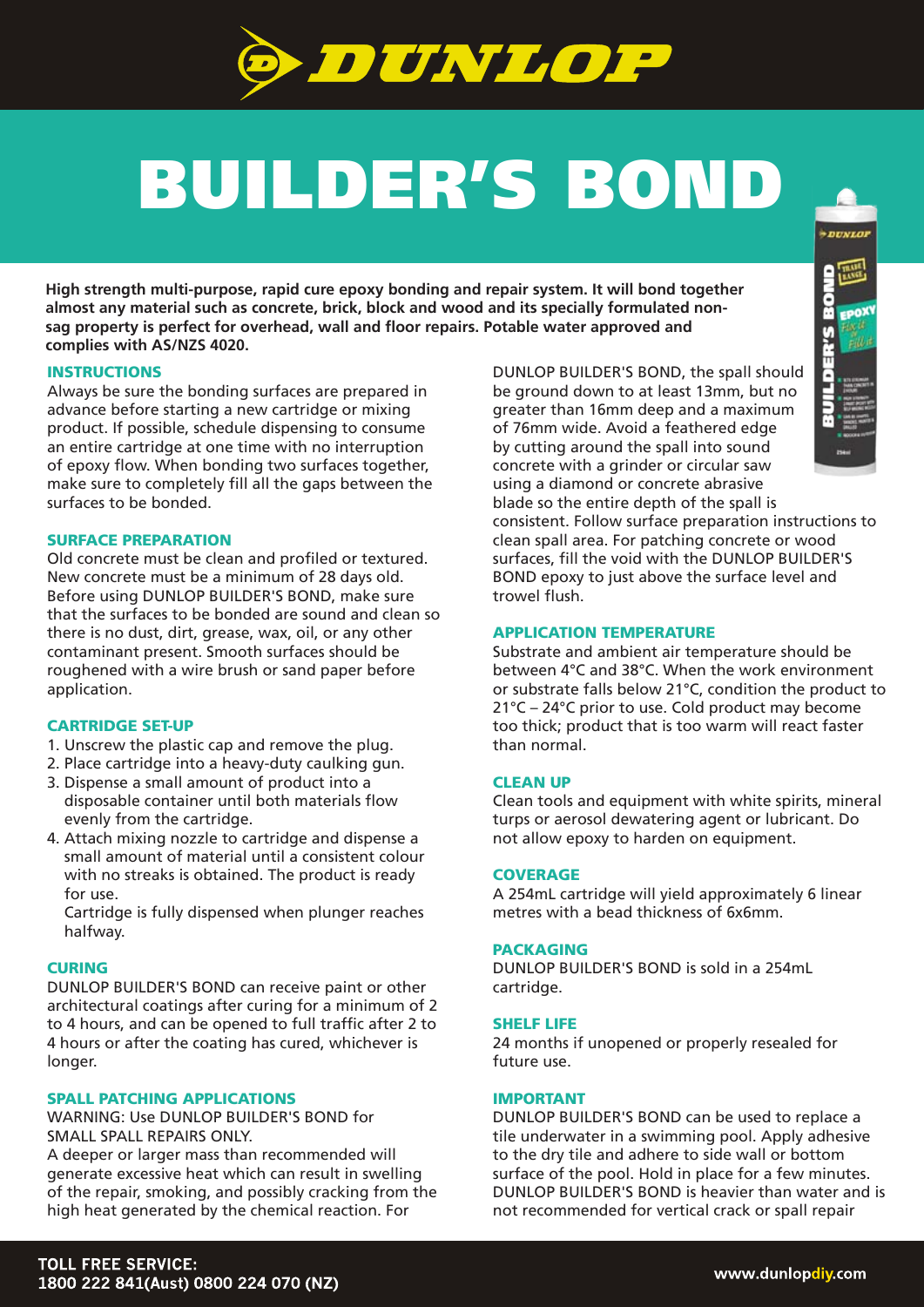# DUNLOP

# BUILDER'S BOND

**High strength multi-purpose, rapid cure epoxy bonding and repair system. It will bond together almost any material such as concrete, brick, block and wood and its specially formulated non-sag property is perfect for overhead, wall and floor repairs. Potable water approved and complies with AS/NZS 4020.**

## INSTRUCTIONS

Always be sure the bonding surfaces are prepared in advance before starting a new cartridge or mixing product. If possible, schedule dispensing to consume an entire cartridge at one time with no interruption of epoxy flow. When bonding two surfaces together, make sure to completely fill all the gaps between the surfaces to be bonded.

## SURFACE PREPARATION

Old concrete must be clean and profiled or textured. New concrete must be a minimum of 28 days old. Before using DUNLOP BUILDER'S BOND, make sure that the surfaces to be bonded are sound and clean so there is no dust, dirt, grease, wax, oil, or any other contaminant present. Smooth surfaces should be roughened with a wire brush or sand paper before application.

## CARTRIDGE SET-UP

1. Unscrew the plastic cap and remove the plug.
2. Place cartridge into a heavy-duty caulking gun.
3. Dispense a small amount of product into a disposable container until both materials flow evenly from the cartridge.
4. Attach mixing nozzle to cartridge and dispense a small amount of material until a consistent colour with no streaks is obtained. The product is ready for use.

   Cartridge is fully dispensed when plunger reaches halfway.

## CURING

DUNLOP BUILDER'S BOND can receive paint or other architectural coatings after curing for a minimum of 2 to 4 hours, and can be opened to full traffic after 2 to 4 hours or after the coating has cured, whichever is longer.

## SPALL PATCHING APPLICATIONS

WARNING: Use DUNLOP BUILDER'S BOND for SMALL SPALL REPAIRS ONLY.

A deeper or larger mass than recommended will generate excessive heat which can result in swelling of the repair, smoking, and possibly cracking from the high heat generated by the chemical reaction. For DUNLOP BUILDER'S BOND, the spall should be ground down to at least 13mm, but no greater than 16mm deep and a maximum of 76mm wide. Avoid a feathered edge by cutting around the spall into sound concrete with a grinder or circular saw using a diamond or concrete abrasive blade so the entire depth of the spall is consistent. Follow surface preparation instructions to clean spall area. For patching concrete or wood surfaces, fill the void with the DUNLOP BUILDER'S BOND epoxy to just above the surface level and trowel flush.

## APPLICATION TEMPERATURE

Substrate and ambient air temperature should be between 4°C and 38°C. When the work environment or substrate falls below 21°C, condition the product to 21°C – 24°C prior to use. Cold product may become too thick; product that is too warm will react faster than normal.

## CLEAN UP

Clean tools and equipment with white spirits, mineral turps or aerosol dewatering agent or lubricant. Do not allow epoxy to harden on equipment.

## COVERAGE

A 254mL cartridge will yield approximately 6 linear metres with a bead thickness of 6x6mm.

## PACKAGING

DUNLOP BUILDER'S BOND is sold in a 254mL cartridge.

## SHELF LIFE

24 months if unopened or properly resealed for future use.

## IMPORTANT

DUNLOP BUILDER'S BOND can be used to replace a tile underwater in a swimming pool. Apply adhesive to the dry tile and adhere to side wall or bottom surface of the pool. Hold in place for a few minutes. DUNLOP BUILDER'S BOND is heavier than water and is not recommended for vertical crack or spall repair

**TOLL FREE SERVICE:**
**1800 222 841(Aust) 0800 224 070 (NZ)**

**www.dunlopdiy.com**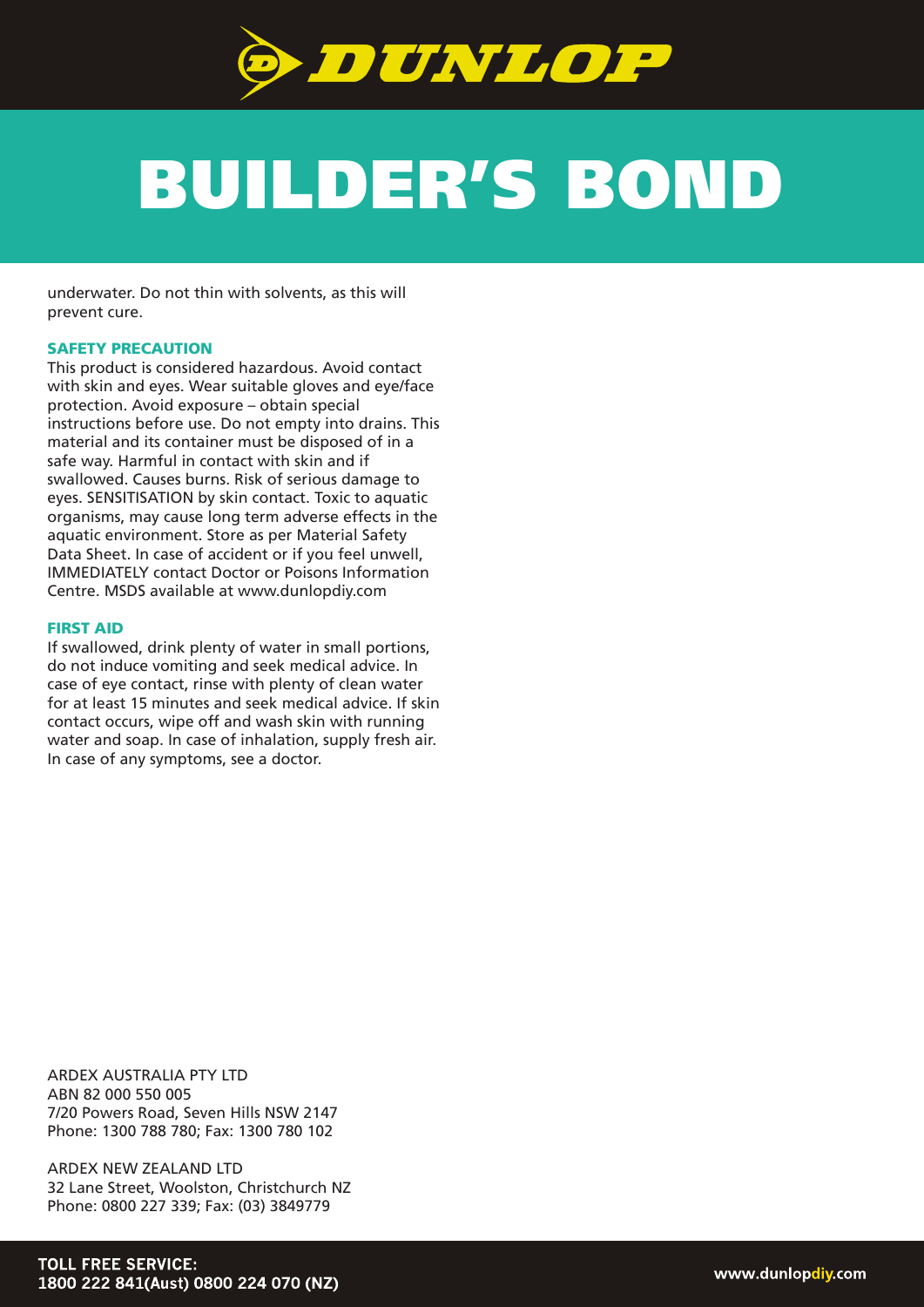# DUNLOP

# BUILDER'S BOND

underwater. Do not thin with solvents, as this will prevent cure.

### SAFETY PRECAUTION

This product is considered hazardous. Avoid contact with skin and eyes. Wear suitable gloves and eye/face protection. Avoid exposure – obtain special instructions before use. Do not empty into drains. This material and its container must be disposed of in a safe way. Harmful in contact with skin and if swallowed. Causes burns. Risk of serious damage to eyes. SENSITISATION by skin contact. Toxic to aquatic organisms, may cause long term adverse effects in the aquatic environment. Store as per Material Safety Data Sheet. In case of accident or if you feel unwell, IMMEDIATELY contact Doctor or Poisons Information Centre. MSDS available at www.dunlopdiy.com

### FIRST AID

If swallowed, drink plenty of water in small portions, do not induce vomiting and seek medical advice. In case of eye contact, rinse with plenty of clean water for at least 15 minutes and seek medical advice. If skin contact occurs, wipe off and wash skin with running water and soap. In case of inhalation, supply fresh air. In case of any symptoms, see a doctor.

ARDEX AUSTRALIA PTY LTD
ABN 82 000 550 005
7/20 Powers Road, Seven Hills NSW 2147
Phone: 1300 788 780; Fax: 1300 780 102

ARDEX NEW ZEALAND LTD
32 Lane Street, Woolston, Christchurch NZ
Phone: 0800 227 339; Fax: (03) 3849779

**TOLL FREE SERVICE:**
**1800 222 841(Aust) 0800 224 070 (NZ)**

**www.dunlopdiy.com**